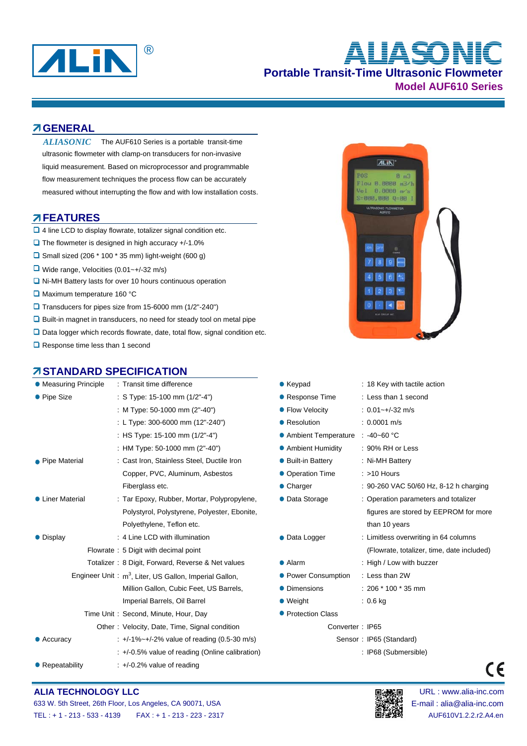# ALIASONIC

## Portable Transit-Time Ultrasonic Flowmeter

### Model AUF610 Series

## GENERAL

*ALIASONIC* The AUF610 Series is a portable transit-time ultrasonic flowmeter with clamp-on transducers for non-invasive liquid measurement. Based on microprocessor and programmable flow measurement techniques the process flow can be accurately measured without interrupting the flow and with low installation costs.

## FEATURES

- 4 line LCD to display flowrate, totalizer signal condition etc.
- The flowmeter is designed in high accuracy +/-1.0%
- Small sized (206 * 100 * 35 mm) light-weight (600 g)
- Wide range, Velocities (0.01~+/-32 m/s)
- Ni-MH Battery lasts for over 10 hours continuous operation
- Maximum temperature 160 °C
- Transducers for pipes size from 15-6000 mm (1/2"-240")
- Built-in magnet in transducers, no need for steady tool on metal pipe
- Data logger which records flowrate, date, total flow, signal condition etc.
- Response time less than 1 second

## STANDARD SPECIFICATION

| | |
|---|---|
| Measuring Principle | Transit time difference |
| Pipe Size | S Type: 15-100 mm (1/2"-4") |
| | M Type: 50-1000 mm (2"-40") |
| | L Type: 300-6000 mm (12"-240") |
| | HS Type: 15-100 mm (1/2"-4") |
| | HM Type: 50-1000 mm (2"-40") |
| Pipe Material | Cast Iron, Stainless Steel, Ductile Iron Copper, PVC, Aluminum, Asbestos Fiberglass etc. |
| Liner Material | Tar Epoxy, Rubber, Mortar, Polypropylene, Polystyrol, Polystyrene, Polyester, Ebonite, Polyethylene, Teflon etc. |
| Display | 4 Line LCD with illumination |
| Flowrate | 5 Digit with decimal point |
| Totalizer | 8 Digit, Forward, Reverse & Net values |
| Engineer Unit | $m^3$, Liter, US Gallon, Imperial Gallon, Million Gallon, Cubic Feet, US Barrels, Imperial Barrels, Oil Barrel |
| Time Unit | Second, Minute, Hour, Day |
| Other | Velocity, Date, Time, Signal condition |
| Accuracy | +/-1%~+/-2% value of reading (0.5-30 m/s) |
| | +/-0.5% value of reading (Online calibration) |
| Repeatability | +/-0.2% value of reading |

| | |
|---|---|
| Keypad | 18 Key with tactile action |
| Response Time | Less than 1 second |
| Flow Velocity | 0.01~+/-32 m/s |
| Resolution | 0.0001 m/s |
| Ambient Temperature | -40~60 °C |
| Ambient Humidity | 90% RH or Less |
| Built-in Battery | Ni-MH Battery |
| Operation Time | >10 Hours |
| Charger | 90-260 VAC 50/60 Hz, 8-12 h charging |
| Data Storage | Operation parameters and totalizer figures are stored by EEPROM for more than 10 years |
| Data Logger | Limitless overwriting in 64 columns (Flowrate, totalizer, time, date included) |
| Alarm | High / Low with buzzer |
| Power Consumption | Less than 2W |
| Dimensions | 206 * 100 * 35 mm |
| Weight | 0.6 kg |
| Protection Class | |
| Converter | IP65 |
| Sensor | IP65 (Standard) |
| | IP68 (Submersible) |

**ALIA TECHNOLOGY LLC**
633 W. 5th Street, 26th Floor, Los Angeles, CA 90071, USA
TEL : + 1 - 213 - 533 - 4139 FAX : + 1 - 213 - 223 - 2317

URL : www.alia-inc.com
E-mail : alia@alia-inc.com
AUF610V1.2.2.r2.A4.en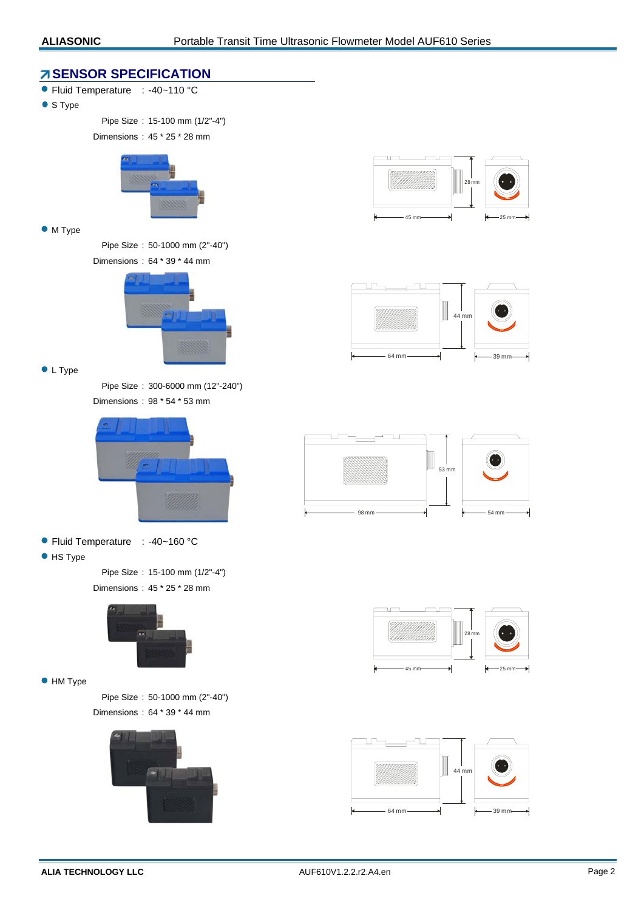## SENSOR SPECIFICATION

- Fluid Temperature : -40~110 °C
- S Type

  Pipe Size : 15-100 mm (1/2"-4")

  Dimensions : 45 * 25 * 28 mm

28 mm
45 mm
25 mm

- M Type

  Pipe Size : 50-1000 mm (2"-40")

  Dimensions : 64 * 39 * 44 mm

44 mm
64 mm
39 mm

- L Type

  Pipe Size : 300-6000 mm (12"-240")

  Dimensions : 98 * 54 * 53 mm

53 mm
98 mm
54 mm

- Fluid Temperature : -40~160 °C
- HS Type

  Pipe Size : 15-100 mm (1/2"-4")

  Dimensions : 45 * 25 * 28 mm

28 mm
45 mm
25 mm

- HM Type

  Pipe Size : 50-1000 mm (2"-40")

  Dimensions : 64 * 39 * 44 mm

44 mm
64 mm
39 mm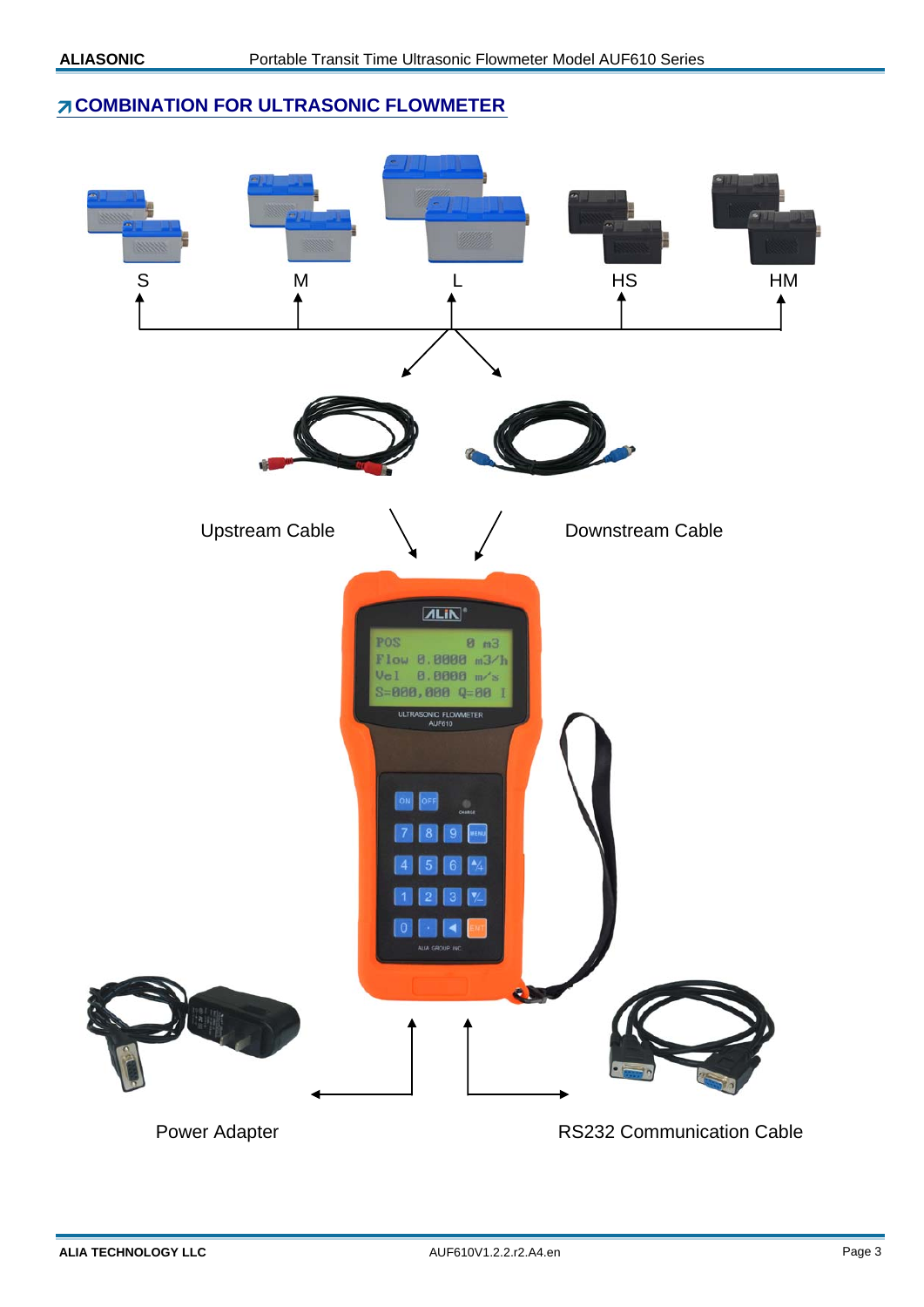## COMBINATION FOR ULTRASONIC FLOWMETER

S

M

L

HS

HM

Upstream Cable

Downstream Cable

Power Adapter

RS232 Communication Cable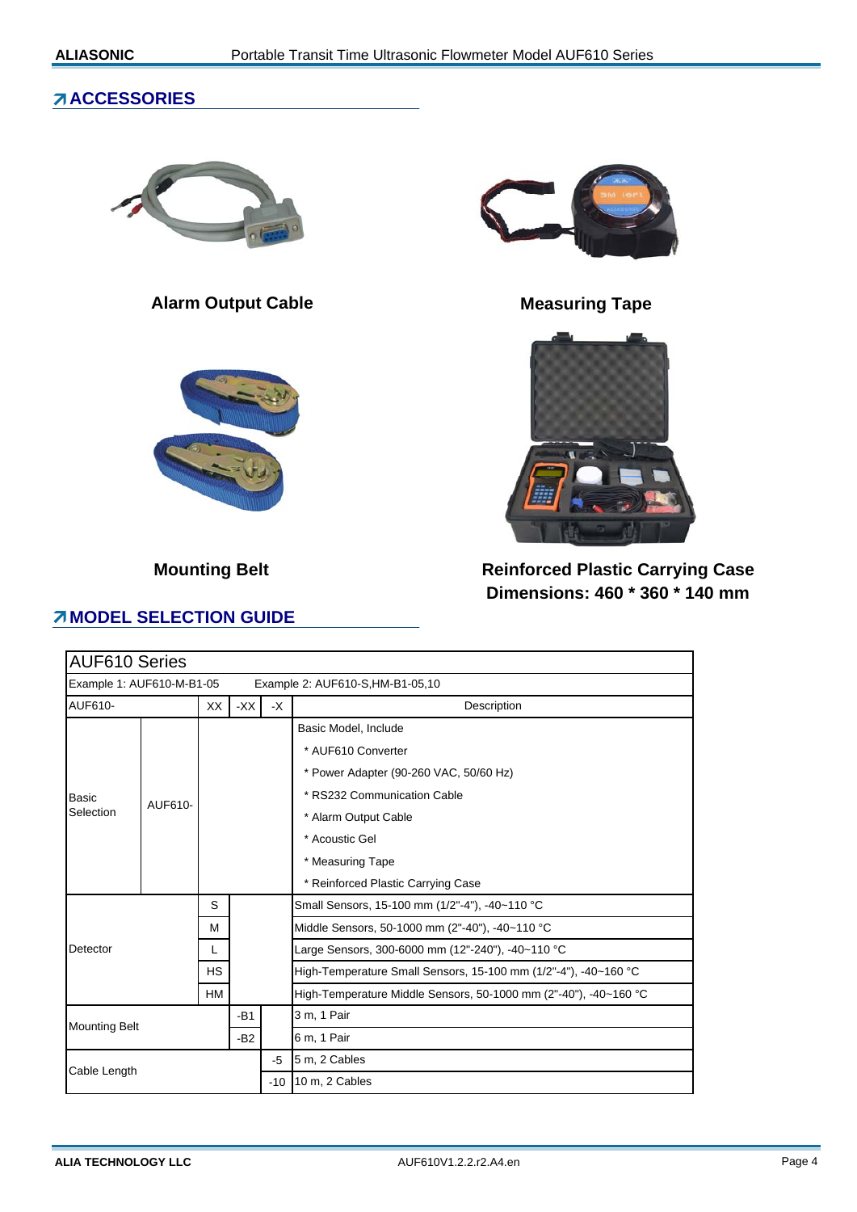## ACCESSORIES

**Alarm Output Cable**

**Measuring Tape**

**Mounting Belt**

**Reinforced Plastic Carrying Case**
**Dimensions: 460 * 360 * 140 mm**

## MODEL SELECTION GUIDE

| AUF610 Series | | | | | |
|---|---|---|---|---|---|
| Example 1: AUF610-M-B1-05 | | | | | Example 2: AUF610-S,HM-B1-05,10 |
| AUF610- | | XX | -XX | -X | Description |
| Basic Selection | AUF610- | | | | Basic Model, Include<br>* AUF610 Converter<br>* Power Adapter (90-260 VAC, 50/60 Hz)<br>* RS232 Communication Cable<br>* Alarm Output Cable<br>* Acoustic Gel<br>* Measuring Tape<br>* Reinforced Plastic Carrying Case |
| Detector | | S | | | Small Sensors, 15-100 mm (1/2"-4"), -40~110 °C |
| | | M | | | Middle Sensors, 50-1000 mm (2"-40"), -40~110 °C |
| | | L | | | Large Sensors, 300-6000 mm (12"-240"), -40~110 °C |
| | | HS | | | High-Temperature Small Sensors, 15-100 mm (1/2"-4"), -40~160 °C |
| | | HM | | | High-Temperature Middle Sensors, 50-1000 mm (2"-40"), -40~160 °C |
| Mounting Belt | | | -B1 | | 3 m, 1 Pair |
| | | | -B2 | | 6 m, 1 Pair |
| Cable Length | | | | -5 | 5 m, 2 Cables |
| | | | | -10 | 10 m, 2 Cables |